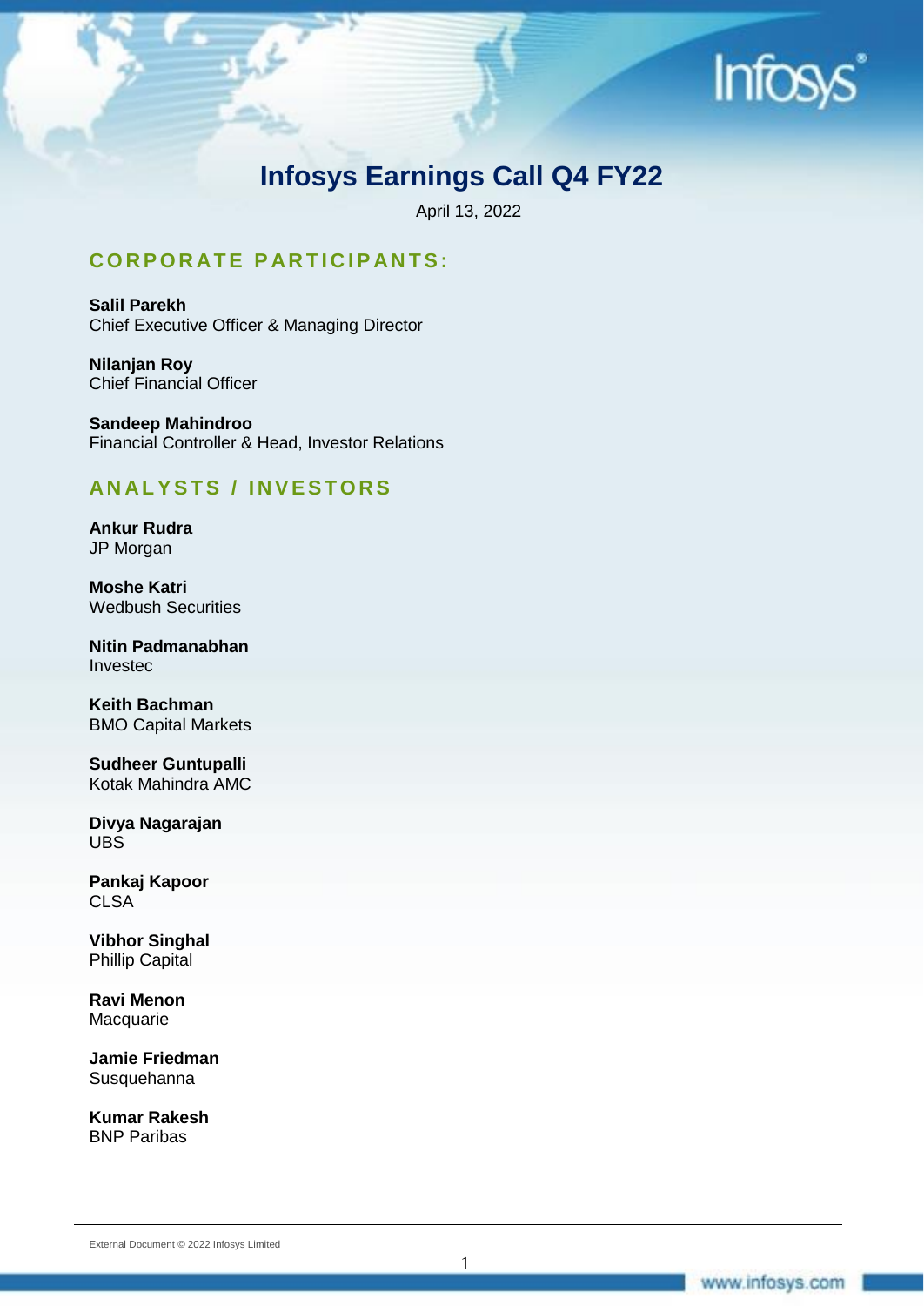# Infosys Earnings Call Q4 FY22

April 13, 2022

## CORPORATE PARTICIPANTS:

**Salil Parekh**
Chief Executive Officer & Managing Director

**Nilanjan Roy**
Chief Financial Officer

**Sandeep Mahindroo**
Financial Controller & Head, Investor Relations

## ANALYSTS / INVESTORS

**Ankur Rudra**
JP Morgan

**Moshe Katri**
Wedbush Securities

**Nitin Padmanabhan**
Investec

**Keith Bachman**
BMO Capital Markets

**Sudheer Guntupalli**
Kotak Mahindra AMC

**Divya Nagarajan**
UBS

**Pankaj Kapoor**
CLSA

**Vibhor Singhal**
Phillip Capital

**Ravi Menon**
Macquarie

**Jamie Friedman**
Susquehanna

**Kumar Rakesh**
BNP Paribas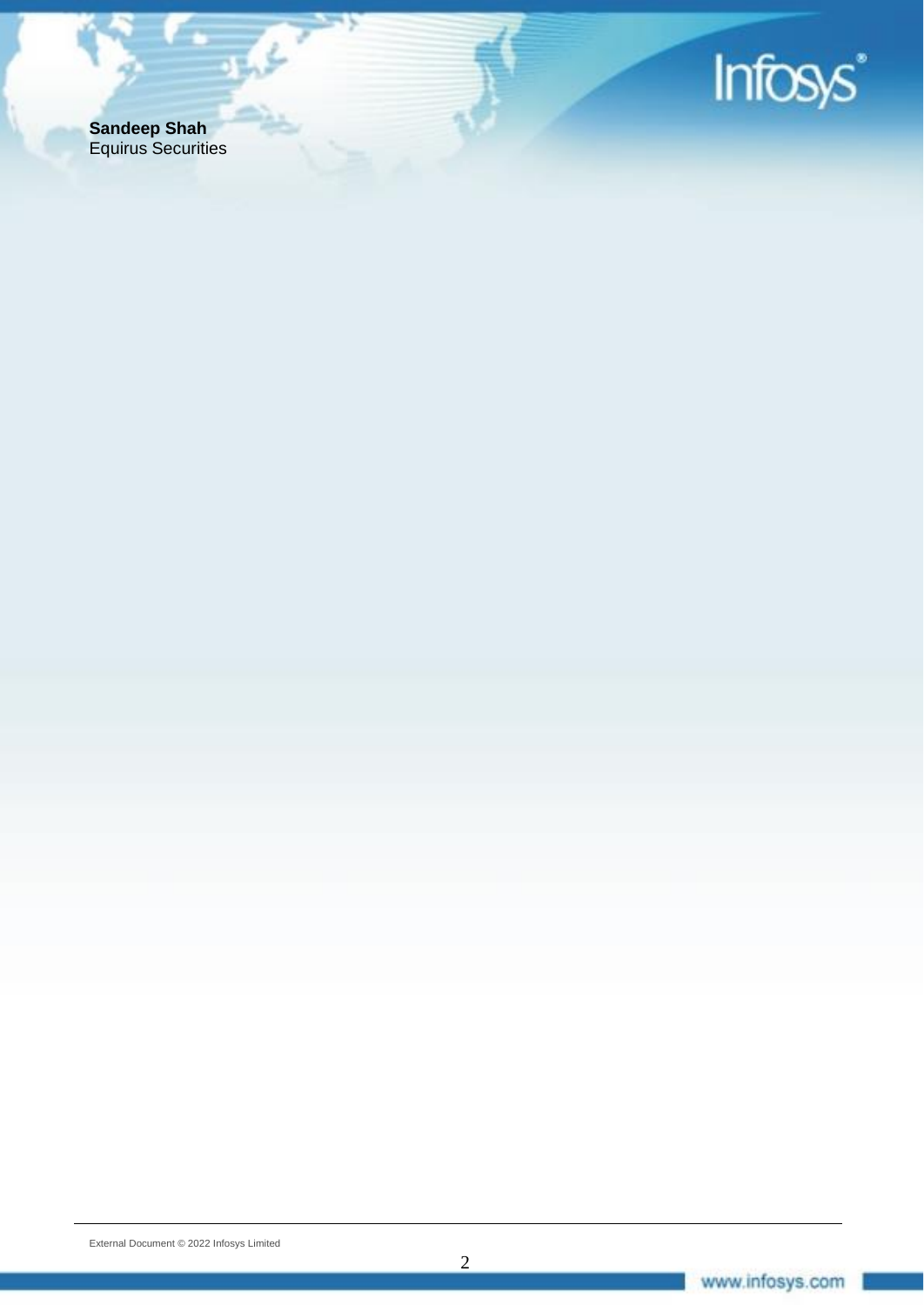**Sandeep Shah**
Equirus Securities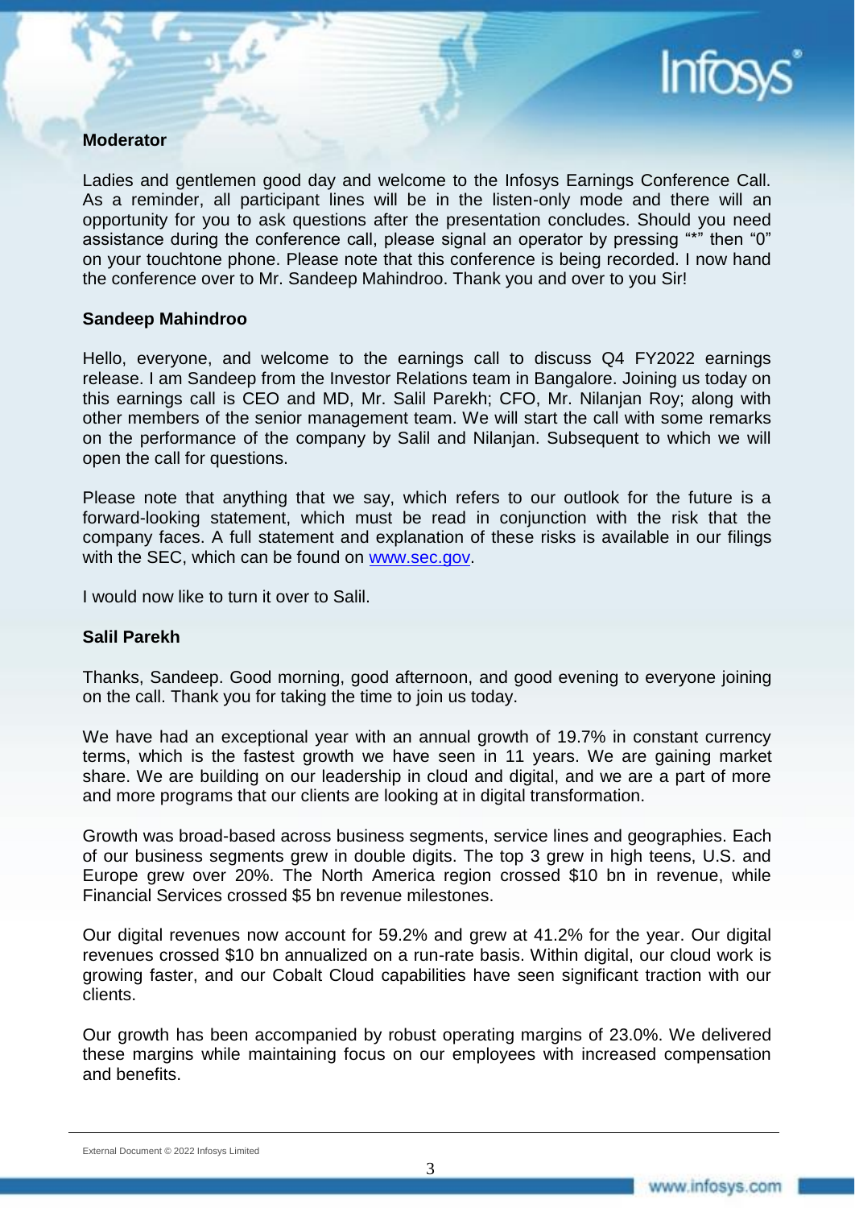**Moderator**

Ladies and gentlemen good day and welcome to the Infosys Earnings Conference Call. As a reminder, all participant lines will be in the listen-only mode and there will an opportunity for you to ask questions after the presentation concludes. Should you need assistance during the conference call, please signal an operator by pressing "*" then "0" on your touchtone phone. Please note that this conference is being recorded. I now hand the conference over to Mr. Sandeep Mahindroo. Thank you and over to you Sir!

**Sandeep Mahindroo**

Hello, everyone, and welcome to the earnings call to discuss Q4 FY2022 earnings release. I am Sandeep from the Investor Relations team in Bangalore. Joining us today on this earnings call is CEO and MD, Mr. Salil Parekh; CFO, Mr. Nilanjan Roy; along with other members of the senior management team. We will start the call with some remarks on the performance of the company by Salil and Nilanjan. Subsequent to which we will open the call for questions.

Please note that anything that we say, which refers to our outlook for the future is a forward-looking statement, which must be read in conjunction with the risk that the company faces. A full statement and explanation of these risks is available in our filings with the SEC, which can be found on www.sec.gov.

I would now like to turn it over to Salil.

**Salil Parekh**

Thanks, Sandeep. Good morning, good afternoon, and good evening to everyone joining on the call. Thank you for taking the time to join us today.

We have had an exceptional year with an annual growth of 19.7% in constant currency terms, which is the fastest growth we have seen in 11 years. We are gaining market share. We are building on our leadership in cloud and digital, and we are a part of more and more programs that our clients are looking at in digital transformation.

Growth was broad-based across business segments, service lines and geographies. Each of our business segments grew in double digits. The top 3 grew in high teens, U.S. and Europe grew over 20%. The North America region crossed $10 bn in revenue, while Financial Services crossed $5 bn revenue milestones.

Our digital revenues now account for 59.2% and grew at 41.2% for the year. Our digital revenues crossed $10 bn annualized on a run-rate basis. Within digital, our cloud work is growing faster, and our Cobalt Cloud capabilities have seen significant traction with our clients.

Our growth has been accompanied by robust operating margins of 23.0%. We delivered these margins while maintaining focus on our employees with increased compensation and benefits.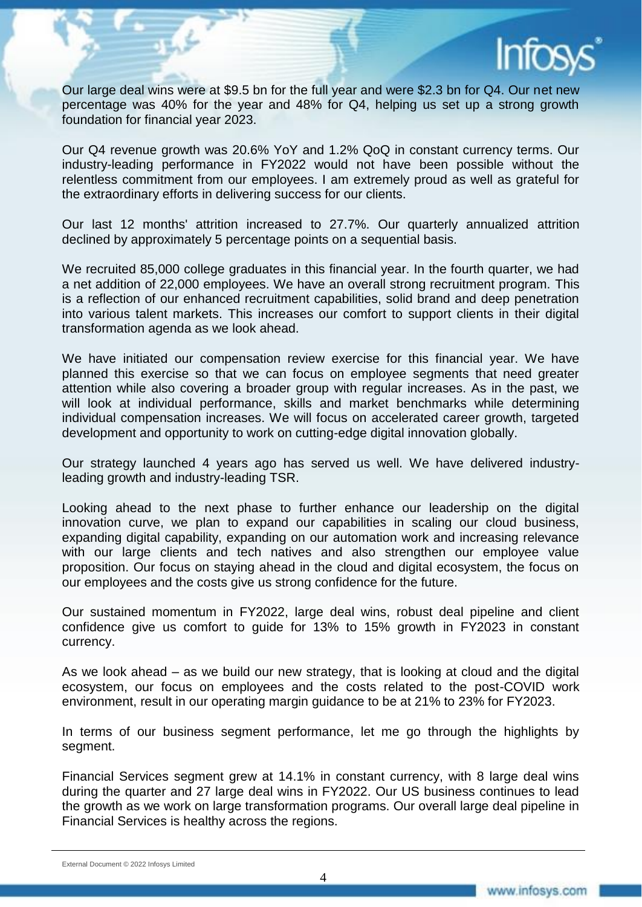Our large deal wins were at $9.5 bn for the full year and were $2.3 bn for Q4. Our net new percentage was 40% for the year and 48% for Q4, helping us set up a strong growth foundation for financial year 2023.

Our Q4 revenue growth was 20.6% YoY and 1.2% QoQ in constant currency terms. Our industry-leading performance in FY2022 would not have been possible without the relentless commitment from our employees. I am extremely proud as well as grateful for the extraordinary efforts in delivering success for our clients.

Our last 12 months' attrition increased to 27.7%. Our quarterly annualized attrition declined by approximately 5 percentage points on a sequential basis.

We recruited 85,000 college graduates in this financial year. In the fourth quarter, we had a net addition of 22,000 employees. We have an overall strong recruitment program. This is a reflection of our enhanced recruitment capabilities, solid brand and deep penetration into various talent markets. This increases our comfort to support clients in their digital transformation agenda as we look ahead.

We have initiated our compensation review exercise for this financial year. We have planned this exercise so that we can focus on employee segments that need greater attention while also covering a broader group with regular increases. As in the past, we will look at individual performance, skills and market benchmarks while determining individual compensation increases. We will focus on accelerated career growth, targeted development and opportunity to work on cutting-edge digital innovation globally.

Our strategy launched 4 years ago has served us well. We have delivered industry-leading growth and industry-leading TSR.

Looking ahead to the next phase to further enhance our leadership on the digital innovation curve, we plan to expand our capabilities in scaling our cloud business, expanding digital capability, expanding on our automation work and increasing relevance with our large clients and tech natives and also strengthen our employee value proposition. Our focus on staying ahead in the cloud and digital ecosystem, the focus on our employees and the costs give us strong confidence for the future.

Our sustained momentum in FY2022, large deal wins, robust deal pipeline and client confidence give us comfort to guide for 13% to 15% growth in FY2023 in constant currency.

As we look ahead – as we build our new strategy, that is looking at cloud and the digital ecosystem, our focus on employees and the costs related to the post-COVID work environment, result in our operating margin guidance to be at 21% to 23% for FY2023.

In terms of our business segment performance, let me go through the highlights by segment.

Financial Services segment grew at 14.1% in constant currency, with 8 large deal wins during the quarter and 27 large deal wins in FY2022. Our US business continues to lead the growth as we work on large transformation programs. Our overall large deal pipeline in Financial Services is healthy across the regions.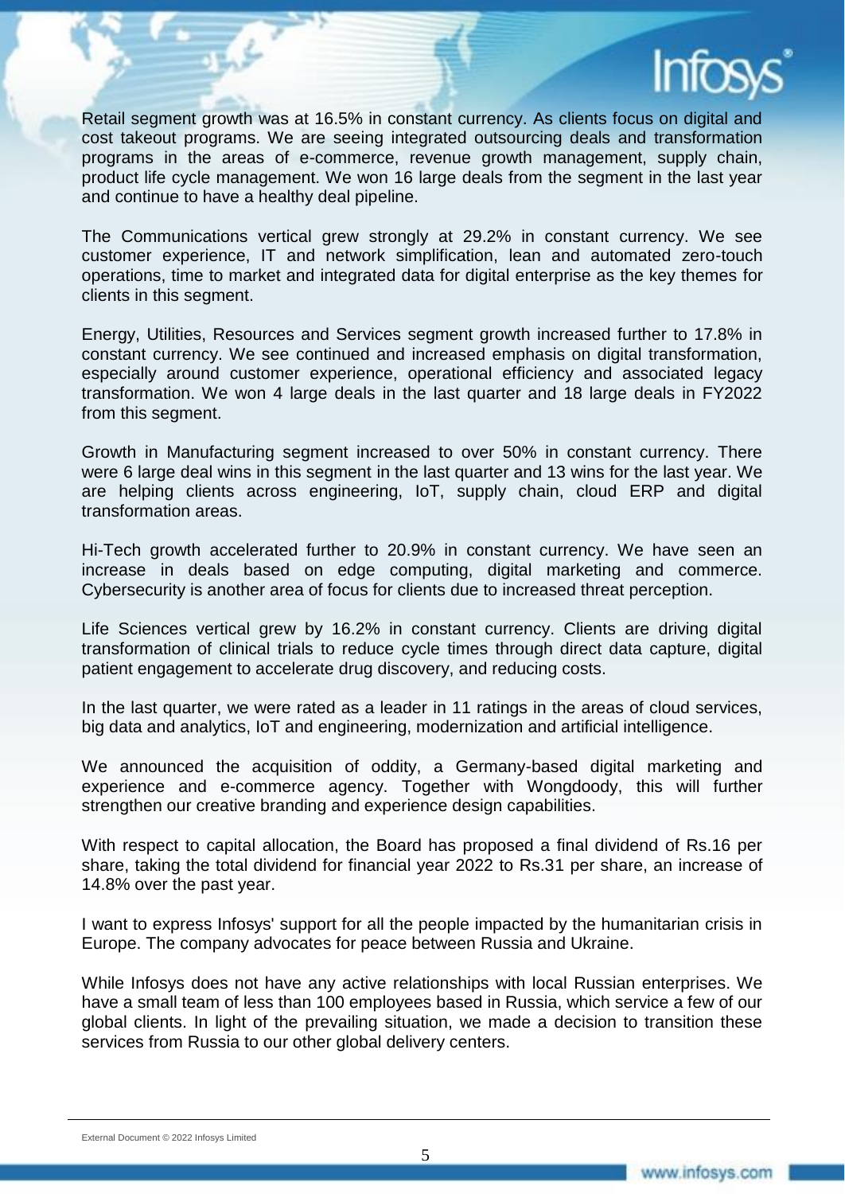Retail segment growth was at 16.5% in constant currency. As clients focus on digital and cost takeout programs. We are seeing integrated outsourcing deals and transformation programs in the areas of e-commerce, revenue growth management, supply chain, product life cycle management. We won 16 large deals from the segment in the last year and continue to have a healthy deal pipeline.

The Communications vertical grew strongly at 29.2% in constant currency. We see customer experience, IT and network simplification, lean and automated zero-touch operations, time to market and integrated data for digital enterprise as the key themes for clients in this segment.

Energy, Utilities, Resources and Services segment growth increased further to 17.8% in constant currency. We see continued and increased emphasis on digital transformation, especially around customer experience, operational efficiency and associated legacy transformation. We won 4 large deals in the last quarter and 18 large deals in FY2022 from this segment.

Growth in Manufacturing segment increased to over 50% in constant currency. There were 6 large deal wins in this segment in the last quarter and 13 wins for the last year. We are helping clients across engineering, IoT, supply chain, cloud ERP and digital transformation areas.

Hi-Tech growth accelerated further to 20.9% in constant currency. We have seen an increase in deals based on edge computing, digital marketing and commerce. Cybersecurity is another area of focus for clients due to increased threat perception.

Life Sciences vertical grew by 16.2% in constant currency. Clients are driving digital transformation of clinical trials to reduce cycle times through direct data capture, digital patient engagement to accelerate drug discovery, and reducing costs.

In the last quarter, we were rated as a leader in 11 ratings in the areas of cloud services, big data and analytics, IoT and engineering, modernization and artificial intelligence.

We announced the acquisition of oddity, a Germany-based digital marketing and experience and e-commerce agency. Together with Wongdoody, this will further strengthen our creative branding and experience design capabilities.

With respect to capital allocation, the Board has proposed a final dividend of Rs.16 per share, taking the total dividend for financial year 2022 to Rs.31 per share, an increase of 14.8% over the past year.

I want to express Infosys' support for all the people impacted by the humanitarian crisis in Europe. The company advocates for peace between Russia and Ukraine.

While Infosys does not have any active relationships with local Russian enterprises. We have a small team of less than 100 employees based in Russia, which service a few of our global clients. In light of the prevailing situation, we made a decision to transition these services from Russia to our other global delivery centers.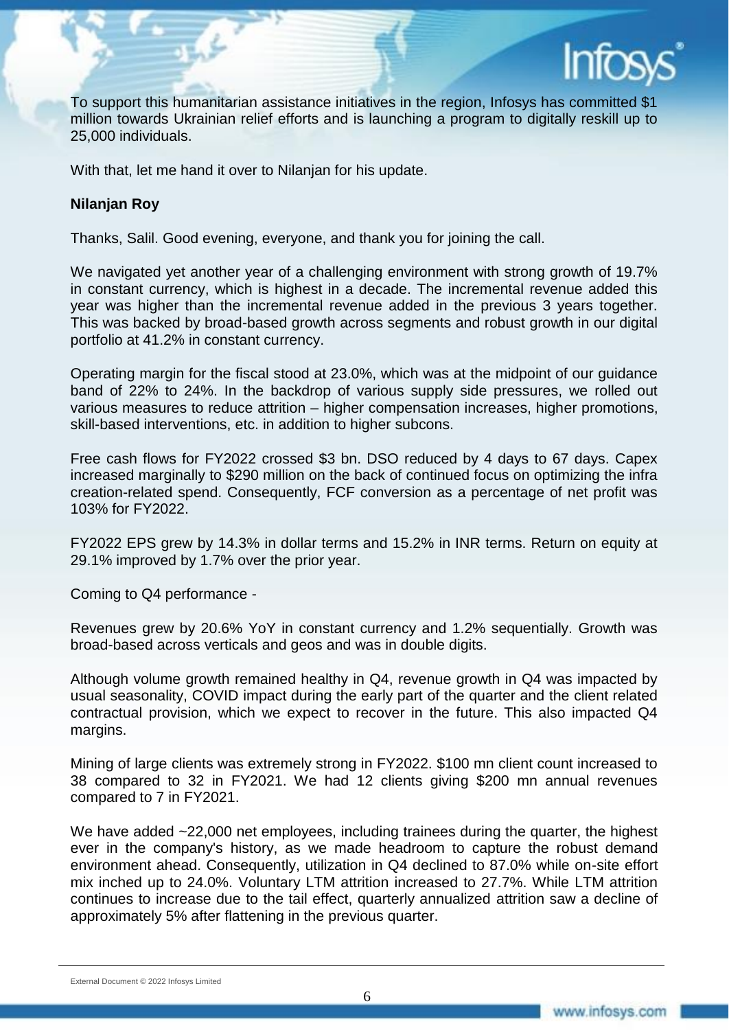To support this humanitarian assistance initiatives in the region, Infosys has committed $1 million towards Ukrainian relief efforts and is launching a program to digitally reskill up to 25,000 individuals.

With that, let me hand it over to Nilanjan for his update.

**Nilanjan Roy**

Thanks, Salil. Good evening, everyone, and thank you for joining the call.

We navigated yet another year of a challenging environment with strong growth of 19.7% in constant currency, which is highest in a decade. The incremental revenue added this year was higher than the incremental revenue added in the previous 3 years together. This was backed by broad-based growth across segments and robust growth in our digital portfolio at 41.2% in constant currency.

Operating margin for the fiscal stood at 23.0%, which was at the midpoint of our guidance band of 22% to 24%. In the backdrop of various supply side pressures, we rolled out various measures to reduce attrition – higher compensation increases, higher promotions, skill-based interventions, etc. in addition to higher subcons.

Free cash flows for FY2022 crossed $3 bn. DSO reduced by 4 days to 67 days. Capex increased marginally to $290 million on the back of continued focus on optimizing the infra creation-related spend. Consequently, FCF conversion as a percentage of net profit was 103% for FY2022.

FY2022 EPS grew by 14.3% in dollar terms and 15.2% in INR terms. Return on equity at 29.1% improved by 1.7% over the prior year.

Coming to Q4 performance -

Revenues grew by 20.6% YoY in constant currency and 1.2% sequentially. Growth was broad-based across verticals and geos and was in double digits.

Although volume growth remained healthy in Q4, revenue growth in Q4 was impacted by usual seasonality, COVID impact during the early part of the quarter and the client related contractual provision, which we expect to recover in the future. This also impacted Q4 margins.

Mining of large clients was extremely strong in FY2022. $100 mn client count increased to 38 compared to 32 in FY2021. We had 12 clients giving $200 mn annual revenues compared to 7 in FY2021.

We have added ~22,000 net employees, including trainees during the quarter, the highest ever in the company's history, as we made headroom to capture the robust demand environment ahead. Consequently, utilization in Q4 declined to 87.0% while on-site effort mix inched up to 24.0%. Voluntary LTM attrition increased to 27.7%. While LTM attrition continues to increase due to the tail effect, quarterly annualized attrition saw a decline of approximately 5% after flattening in the previous quarter.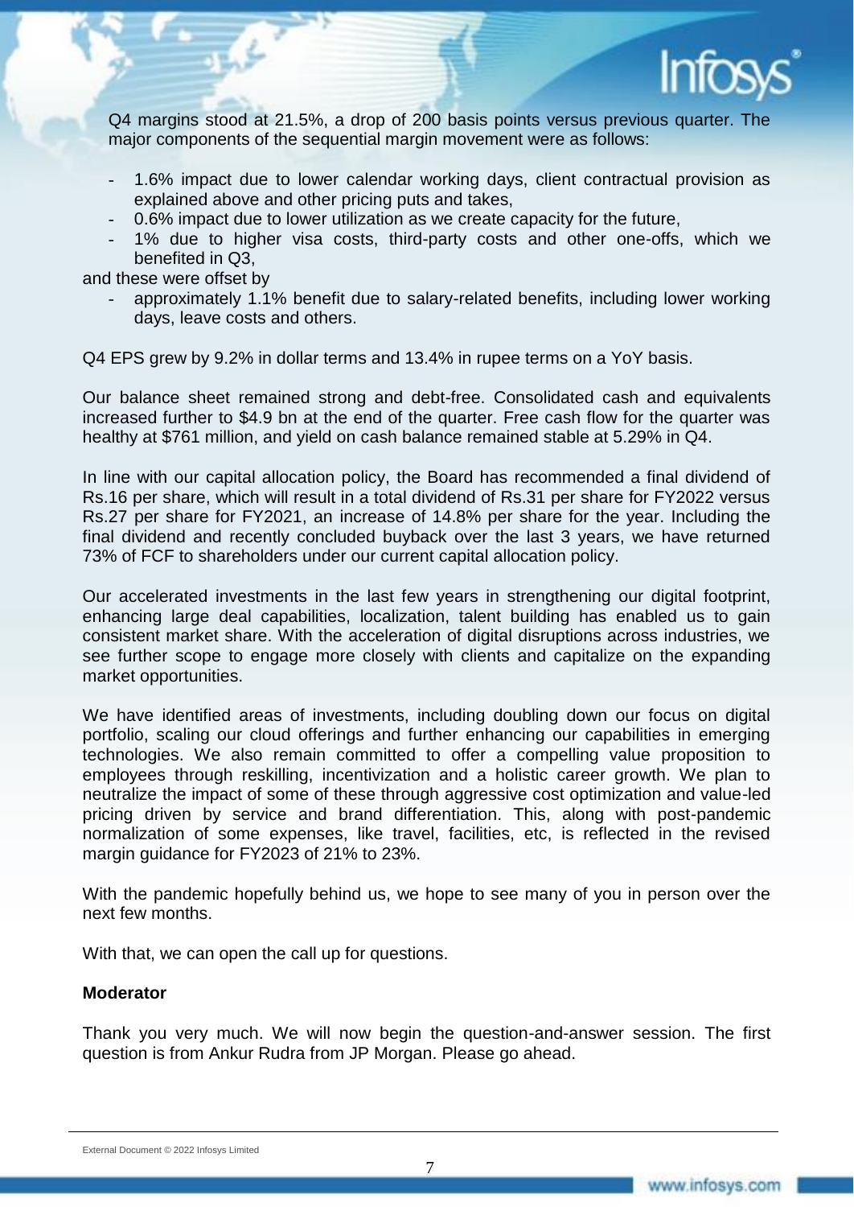Q4 margins stood at 21.5%, a drop of 200 basis points versus previous quarter. The major components of the sequential margin movement were as follows:

- 1.6% impact due to lower calendar working days, client contractual provision as explained above and other pricing puts and takes,
- 0.6% impact due to lower utilization as we create capacity for the future,
- 1% due to higher visa costs, third-party costs and other one-offs, which we benefited in Q3,

and these were offset by

- approximately 1.1% benefit due to salary-related benefits, including lower working days, leave costs and others.

Q4 EPS grew by 9.2% in dollar terms and 13.4% in rupee terms on a YoY basis.

Our balance sheet remained strong and debt-free. Consolidated cash and equivalents increased further to $4.9 bn at the end of the quarter. Free cash flow for the quarter was healthy at $761 million, and yield on cash balance remained stable at 5.29% in Q4.

In line with our capital allocation policy, the Board has recommended a final dividend of Rs.16 per share, which will result in a total dividend of Rs.31 per share for FY2022 versus Rs.27 per share for FY2021, an increase of 14.8% per share for the year. Including the final dividend and recently concluded buyback over the last 3 years, we have returned 73% of FCF to shareholders under our current capital allocation policy.

Our accelerated investments in the last few years in strengthening our digital footprint, enhancing large deal capabilities, localization, talent building has enabled us to gain consistent market share. With the acceleration of digital disruptions across industries, we see further scope to engage more closely with clients and capitalize on the expanding market opportunities.

We have identified areas of investments, including doubling down our focus on digital portfolio, scaling our cloud offerings and further enhancing our capabilities in emerging technologies. We also remain committed to offer a compelling value proposition to employees through reskilling, incentivization and a holistic career growth. We plan to neutralize the impact of some of these through aggressive cost optimization and value-led pricing driven by service and brand differentiation. This, along with post-pandemic normalization of some expenses, like travel, facilities, etc, is reflected in the revised margin guidance for FY2023 of 21% to 23%.

With the pandemic hopefully behind us, we hope to see many of you in person over the next few months.

With that, we can open the call up for questions.

**Moderator**

Thank you very much. We will now begin the question-and-answer session. The first question is from Ankur Rudra from JP Morgan. Please go ahead.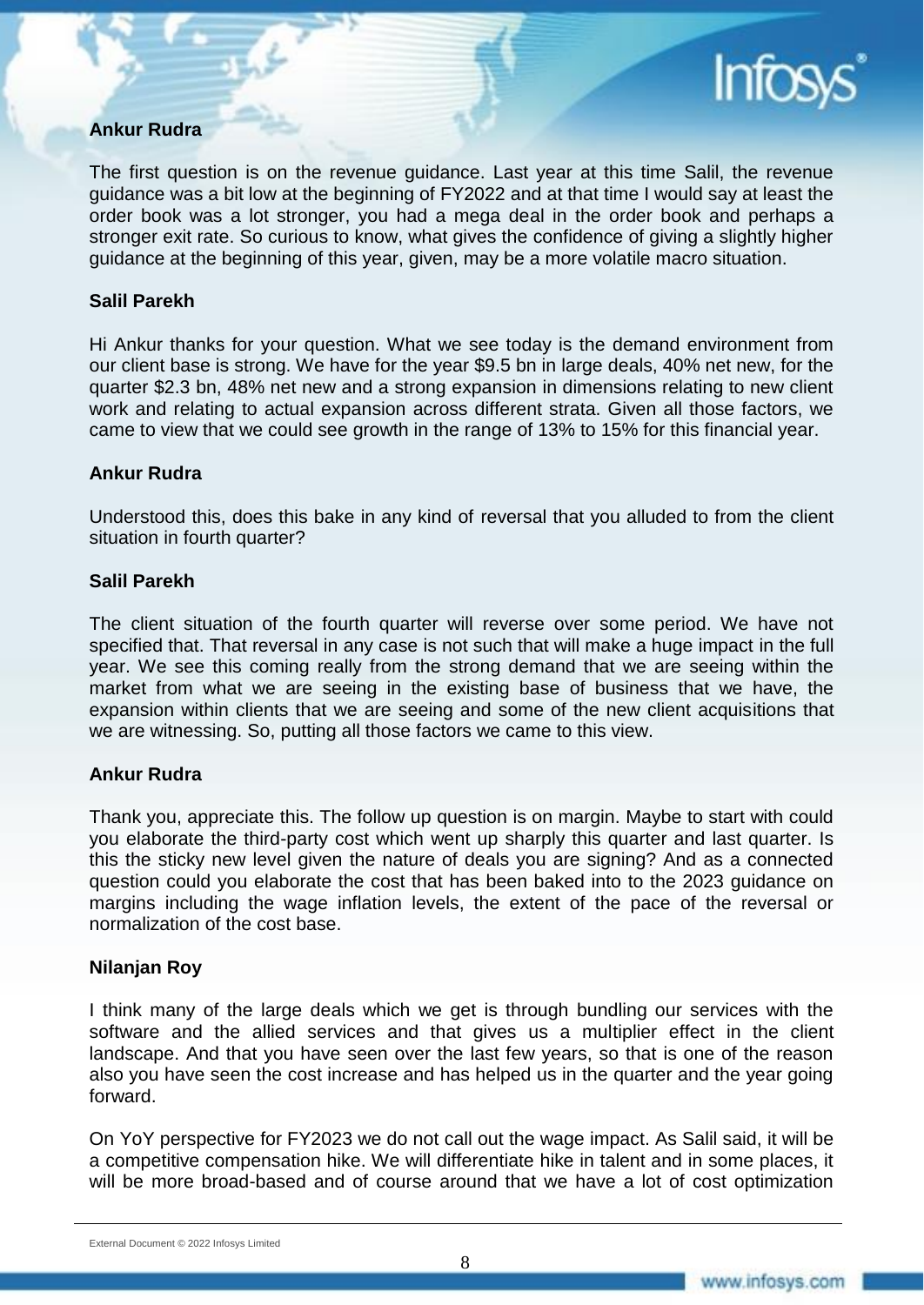**Ankur Rudra**

The first question is on the revenue guidance. Last year at this time Salil, the revenue guidance was a bit low at the beginning of FY2022 and at that time I would say at least the order book was a lot stronger, you had a mega deal in the order book and perhaps a stronger exit rate. So curious to know, what gives the confidence of giving a slightly higher guidance at the beginning of this year, given, may be a more volatile macro situation.

**Salil Parekh**

Hi Ankur thanks for your question. What we see today is the demand environment from our client base is strong. We have for the year $9.5 bn in large deals, 40% net new, for the quarter $2.3 bn, 48% net new and a strong expansion in dimensions relating to new client work and relating to actual expansion across different strata. Given all those factors, we came to view that we could see growth in the range of 13% to 15% for this financial year.

**Ankur Rudra**

Understood this, does this bake in any kind of reversal that you alluded to from the client situation in fourth quarter?

**Salil Parekh**

The client situation of the fourth quarter will reverse over some period. We have not specified that. That reversal in any case is not such that will make a huge impact in the full year. We see this coming really from the strong demand that we are seeing within the market from what we are seeing in the existing base of business that we have, the expansion within clients that we are seeing and some of the new client acquisitions that we are witnessing. So, putting all those factors we came to this view.

**Ankur Rudra**

Thank you, appreciate this. The follow up question is on margin. Maybe to start with could you elaborate the third-party cost which went up sharply this quarter and last quarter. Is this the sticky new level given the nature of deals you are signing? And as a connected question could you elaborate the cost that has been baked into to the 2023 guidance on margins including the wage inflation levels, the extent of the pace of the reversal or normalization of the cost base.

**Nilanjan Roy**

I think many of the large deals which we get is through bundling our services with the software and the allied services and that gives us a multiplier effect in the client landscape. And that you have seen over the last few years, so that is one of the reason also you have seen the cost increase and has helped us in the quarter and the year going forward.

On YoY perspective for FY2023 we do not call out the wage impact. As Salil said, it will be a competitive compensation hike. We will differentiate hike in talent and in some places, it will be more broad-based and of course around that we have a lot of cost optimization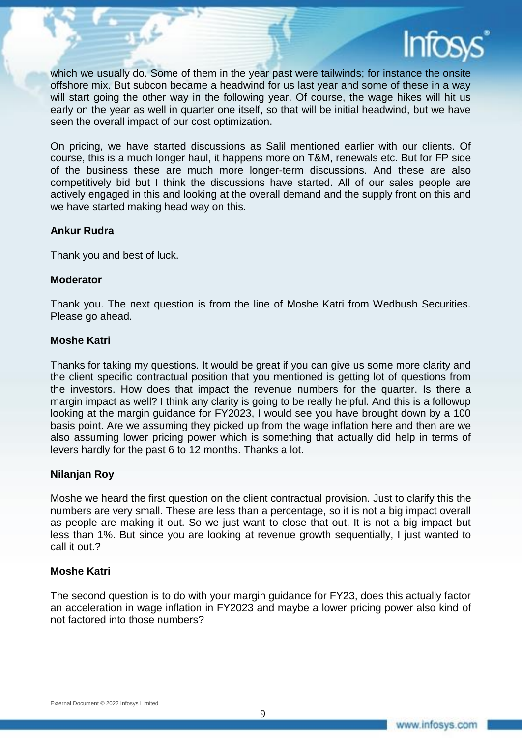which we usually do. Some of them in the year past were tailwinds; for instance the onsite offshore mix. But subcon became a headwind for us last year and some of these in a way will start going the other way in the following year. Of course, the wage hikes will hit us early on the year as well in quarter one itself, so that will be initial headwind, but we have seen the overall impact of our cost optimization.

On pricing, we have started discussions as Salil mentioned earlier with our clients. Of course, this is a much longer haul, it happens more on T&M, renewals etc. But for FP side of the business these are much more longer-term discussions. And these are also competitively bid but I think the discussions have started. All of our sales people are actively engaged in this and looking at the overall demand and the supply front on this and we have started making head way on this.

**Ankur Rudra**

Thank you and best of luck.

**Moderator**

Thank you. The next question is from the line of Moshe Katri from Wedbush Securities. Please go ahead.

**Moshe Katri**

Thanks for taking my questions. It would be great if you can give us some more clarity and the client specific contractual position that you mentioned is getting lot of questions from the investors. How does that impact the revenue numbers for the quarter. Is there a margin impact as well? I think any clarity is going to be really helpful. And this is a followup looking at the margin guidance for FY2023, I would see you have brought down by a 100 basis point. Are we assuming they picked up from the wage inflation here and then are we also assuming lower pricing power which is something that actually did help in terms of levers hardly for the past 6 to 12 months. Thanks a lot.

**Nilanjan Roy**

Moshe we heard the first question on the client contractual provision. Just to clarify this the numbers are very small. These are less than a percentage, so it is not a big impact overall as people are making it out. So we just want to close that out. It is not a big impact but less than 1%. But since you are looking at revenue growth sequentially, I just wanted to call it out.?

**Moshe Katri**

The second question is to do with your margin guidance for FY23, does this actually factor an acceleration in wage inflation in FY2023 and maybe a lower pricing power also kind of not factored into those numbers?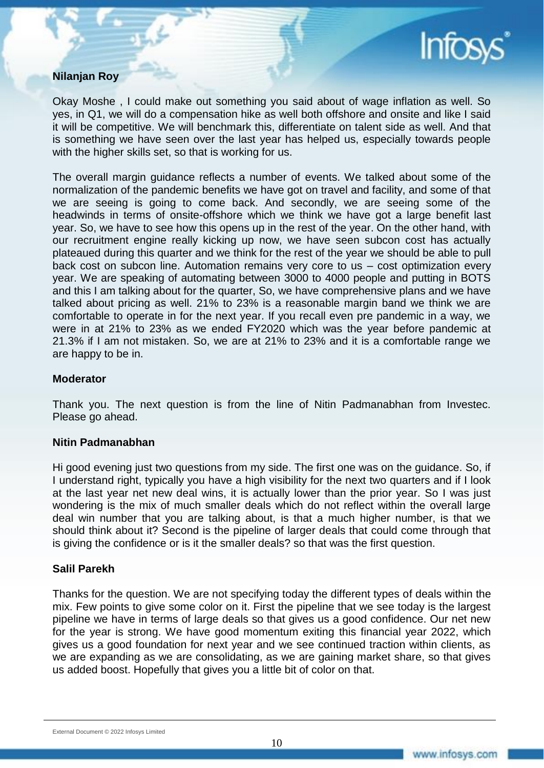**Nilanjan Roy**

Okay Moshe , I could make out something you said about of wage inflation as well. So yes, in Q1, we will do a compensation hike as well both offshore and onsite and like I said it will be competitive. We will benchmark this, differentiate on talent side as well. And that is something we have seen over the last year has helped us, especially towards people with the higher skills set, so that is working for us.

The overall margin guidance reflects a number of events. We talked about some of the normalization of the pandemic benefits we have got on travel and facility, and some of that we are seeing is going to come back. And secondly, we are seeing some of the headwinds in terms of onsite-offshore which we think we have got a large benefit last year. So, we have to see how this opens up in the rest of the year. On the other hand, with our recruitment engine really kicking up now, we have seen subcon cost has actually plateaued during this quarter and we think for the rest of the year we should be able to pull back cost on subcon line. Automation remains very core to us – cost optimization every year. We are speaking of automating between 3000 to 4000 people and putting in BOTS and this I am talking about for the quarter, So, we have comprehensive plans and we have talked about pricing as well. 21% to 23% is a reasonable margin band we think we are comfortable to operate in for the next year. If you recall even pre pandemic in a way, we were in at 21% to 23% as we ended FY2020 which was the year before pandemic at 21.3% if I am not mistaken. So, we are at 21% to 23% and it is a comfortable range we are happy to be in.

**Moderator**

Thank you. The next question is from the line of Nitin Padmanabhan from Investec. Please go ahead.

**Nitin Padmanabhan**

Hi good evening just two questions from my side. The first one was on the guidance. So, if I understand right, typically you have a high visibility for the next two quarters and if I look at the last year net new deal wins, it is actually lower than the prior year. So I was just wondering is the mix of much smaller deals which do not reflect within the overall large deal win number that you are talking about, is that a much higher number, is that we should think about it? Second is the pipeline of larger deals that could come through that is giving the confidence or is it the smaller deals? so that was the first question.

**Salil Parekh**

Thanks for the question. We are not specifying today the different types of deals within the mix. Few points to give some color on it. First the pipeline that we see today is the largest pipeline we have in terms of large deals so that gives us a good confidence. Our net new for the year is strong. We have good momentum exiting this financial year 2022, which gives us a good foundation for next year and we see continued traction within clients, as we are expanding as we are consolidating, as we are gaining market share, so that gives us added boost. Hopefully that gives you a little bit of color on that.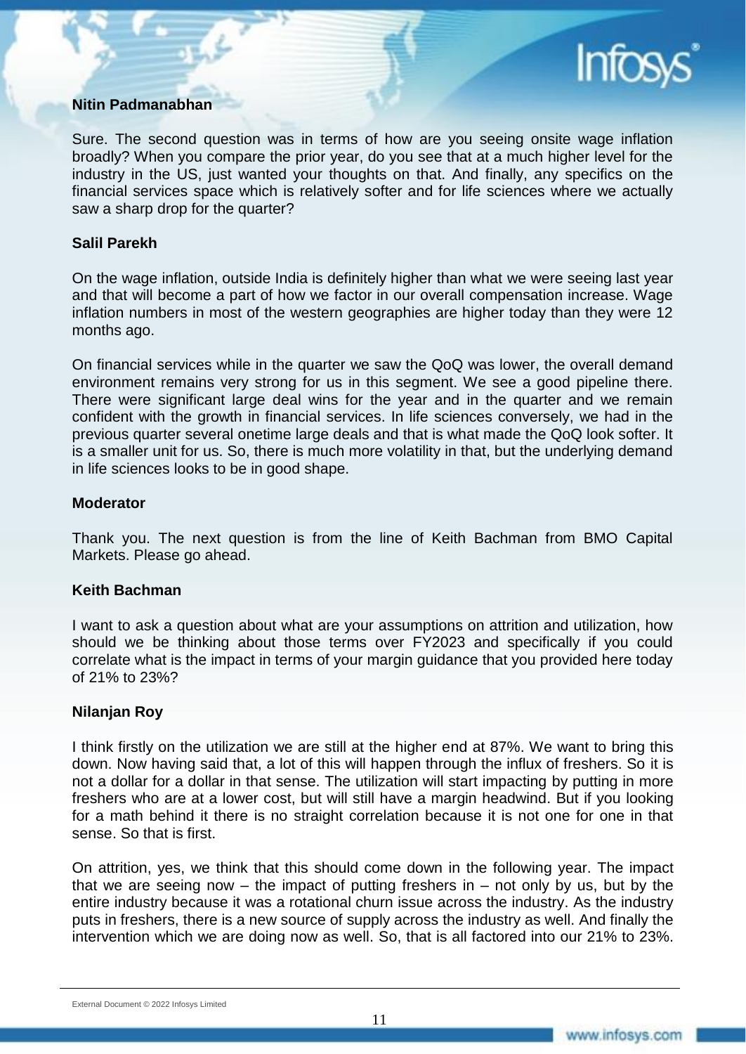**Nitin Padmanabhan**

Sure. The second question was in terms of how are you seeing onsite wage inflation broadly? When you compare the prior year, do you see that at a much higher level for the industry in the US, just wanted your thoughts on that. And finally, any specifics on the financial services space which is relatively softer and for life sciences where we actually saw a sharp drop for the quarter?

**Salil Parekh**

On the wage inflation, outside India is definitely higher than what we were seeing last year and that will become a part of how we factor in our overall compensation increase. Wage inflation numbers in most of the western geographies are higher today than they were 12 months ago.

On financial services while in the quarter we saw the QoQ was lower, the overall demand environment remains very strong for us in this segment. We see a good pipeline there. There were significant large deal wins for the year and in the quarter and we remain confident with the growth in financial services. In life sciences conversely, we had in the previous quarter several onetime large deals and that is what made the QoQ look softer. It is a smaller unit for us. So, there is much more volatility in that, but the underlying demand in life sciences looks to be in good shape.

**Moderator**

Thank you. The next question is from the line of Keith Bachman from BMO Capital Markets. Please go ahead.

**Keith Bachman**

I want to ask a question about what are your assumptions on attrition and utilization, how should we be thinking about those terms over FY2023 and specifically if you could correlate what is the impact in terms of your margin guidance that you provided here today of 21% to 23%?

**Nilanjan Roy**

I think firstly on the utilization we are still at the higher end at 87%. We want to bring this down. Now having said that, a lot of this will happen through the influx of freshers. So it is not a dollar for a dollar in that sense. The utilization will start impacting by putting in more freshers who are at a lower cost, but will still have a margin headwind. But if you looking for a math behind it there is no straight correlation because it is not one for one in that sense. So that is first.

On attrition, yes, we think that this should come down in the following year. The impact that we are seeing now – the impact of putting freshers in – not only by us, but by the entire industry because it was a rotational churn issue across the industry. As the industry puts in freshers, there is a new source of supply across the industry as well. And finally the intervention which we are doing now as well. So, that is all factored into our 21% to 23%.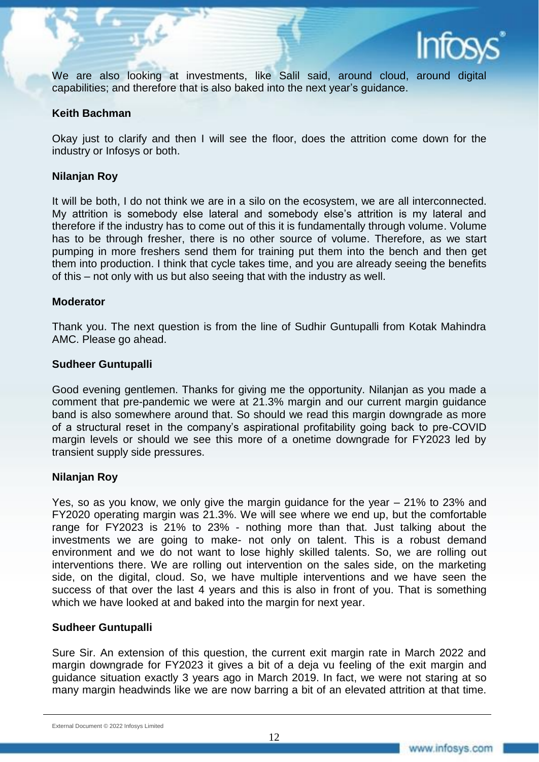We are also looking at investments, like Salil said, around cloud, around digital capabilities; and therefore that is also baked into the next year's guidance.

**Keith Bachman**

Okay just to clarify and then I will see the floor, does the attrition come down for the industry or Infosys or both.

**Nilanjan Roy**

It will be both, I do not think we are in a silo on the ecosystem, we are all interconnected. My attrition is somebody else lateral and somebody else's attrition is my lateral and therefore if the industry has to come out of this it is fundamentally through volume. Volume has to be through fresher, there is no other source of volume. Therefore, as we start pumping in more freshers send them for training put them into the bench and then get them into production. I think that cycle takes time, and you are already seeing the benefits of this – not only with us but also seeing that with the industry as well.

**Moderator**

Thank you. The next question is from the line of Sudhir Guntupalli from Kotak Mahindra AMC. Please go ahead.

**Sudheer Guntupalli**

Good evening gentlemen. Thanks for giving me the opportunity. Nilanjan as you made a comment that pre-pandemic we were at 21.3% margin and our current margin guidance band is also somewhere around that. So should we read this margin downgrade as more of a structural reset in the company's aspirational profitability going back to pre-COVID margin levels or should we see this more of a onetime downgrade for FY2023 led by transient supply side pressures.

**Nilanjan Roy**

Yes, so as you know, we only give the margin guidance for the year – 21% to 23% and FY2020 operating margin was 21.3%. We will see where we end up, but the comfortable range for FY2023 is 21% to 23% - nothing more than that. Just talking about the investments we are going to make- not only on talent. This is a robust demand environment and we do not want to lose highly skilled talents. So, we are rolling out interventions there. We are rolling out intervention on the sales side, on the marketing side, on the digital, cloud. So, we have multiple interventions and we have seen the success of that over the last 4 years and this is also in front of you. That is something which we have looked at and baked into the margin for next year.

**Sudheer Guntupalli**

Sure Sir. An extension of this question, the current exit margin rate in March 2022 and margin downgrade for FY2023 it gives a bit of a deja vu feeling of the exit margin and guidance situation exactly 3 years ago in March 2019. In fact, we were not staring at so many margin headwinds like we are now barring a bit of an elevated attrition at that time.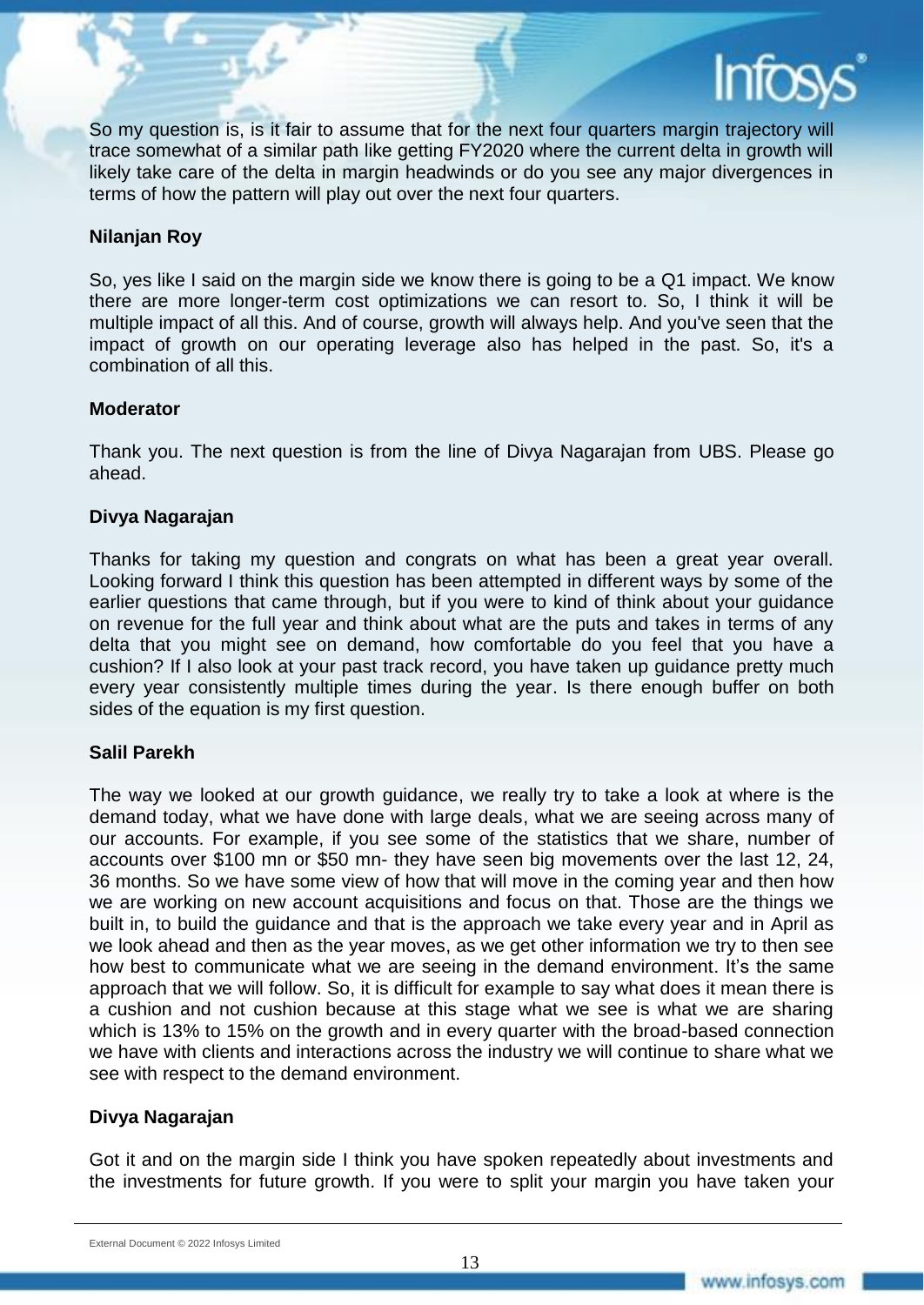So my question is, is it fair to assume that for the next four quarters margin trajectory will trace somewhat of a similar path like getting FY2020 where the current delta in growth will likely take care of the delta in margin headwinds or do you see any major divergences in terms of how the pattern will play out over the next four quarters.

**Nilanjan Roy**

So, yes like I said on the margin side we know there is going to be a Q1 impact. We know there are more longer-term cost optimizations we can resort to. So, I think it will be multiple impact of all this. And of course, growth will always help. And you've seen that the impact of growth on our operating leverage also has helped in the past. So, it's a combination of all this.

**Moderator**

Thank you. The next question is from the line of Divya Nagarajan from UBS. Please go ahead.

**Divya Nagarajan**

Thanks for taking my question and congrats on what has been a great year overall. Looking forward I think this question has been attempted in different ways by some of the earlier questions that came through, but if you were to kind of think about your guidance on revenue for the full year and think about what are the puts and takes in terms of any delta that you might see on demand, how comfortable do you feel that you have a cushion? If I also look at your past track record, you have taken up guidance pretty much every year consistently multiple times during the year. Is there enough buffer on both sides of the equation is my first question.

**Salil Parekh**

The way we looked at our growth guidance, we really try to take a look at where is the demand today, what we have done with large deals, what we are seeing across many of our accounts. For example, if you see some of the statistics that we share, number of accounts over $100 mn or $50 mn- they have seen big movements over the last 12, 24, 36 months. So we have some view of how that will move in the coming year and then how we are working on new account acquisitions and focus on that. Those are the things we built in, to build the guidance and that is the approach we take every year and in April as we look ahead and then as the year moves, as we get other information we try to then see how best to communicate what we are seeing in the demand environment. It's the same approach that we will follow. So, it is difficult for example to say what does it mean there is a cushion and not cushion because at this stage what we see is what we are sharing which is 13% to 15% on the growth and in every quarter with the broad-based connection we have with clients and interactions across the industry we will continue to share what we see with respect to the demand environment.

**Divya Nagarajan**

Got it and on the margin side I think you have spoken repeatedly about investments and the investments for future growth. If you were to split your margin you have taken your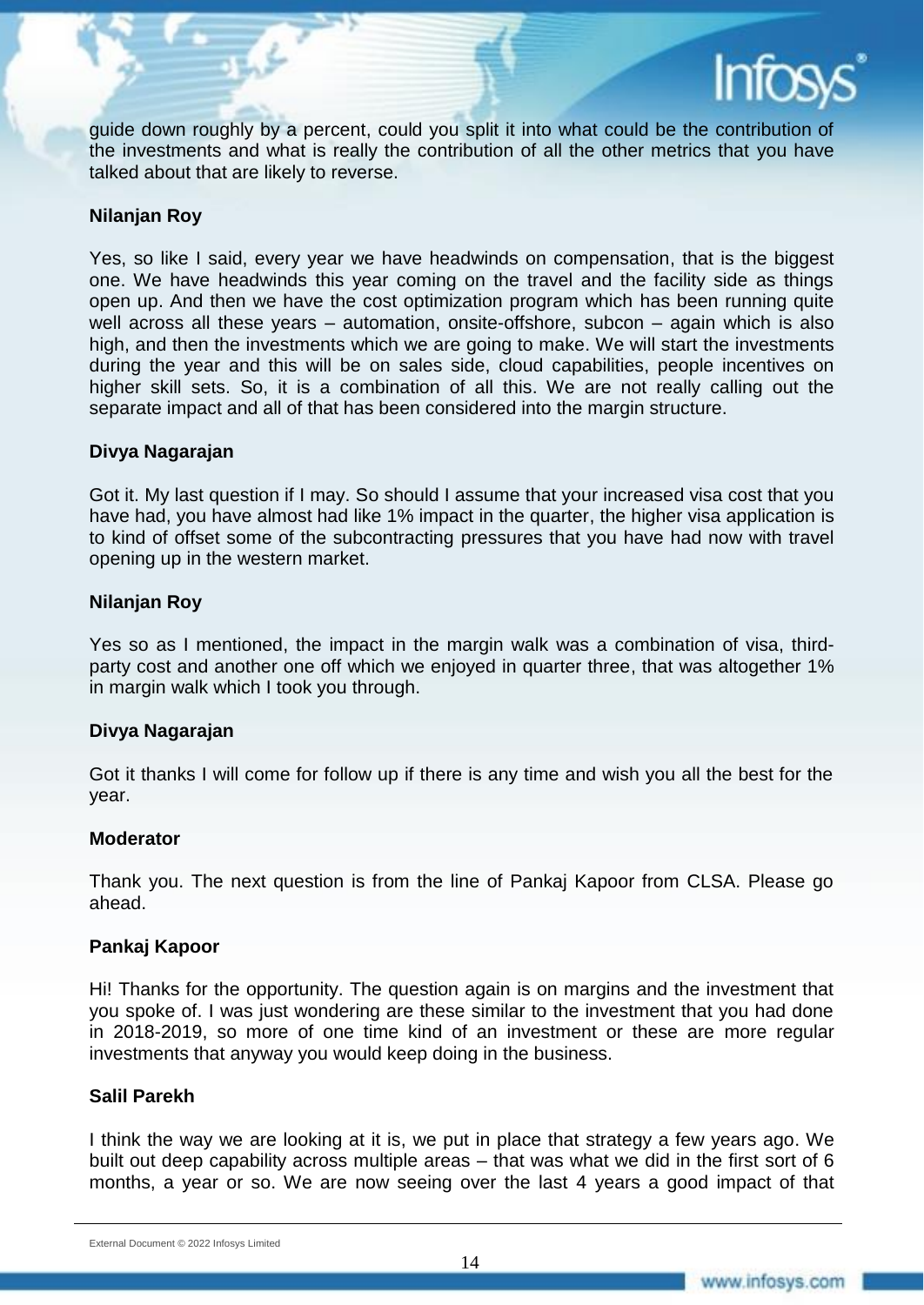guide down roughly by a percent, could you split it into what could be the contribution of the investments and what is really the contribution of all the other metrics that you have talked about that are likely to reverse.

**Nilanjan Roy**

Yes, so like I said, every year we have headwinds on compensation, that is the biggest one. We have headwinds this year coming on the travel and the facility side as things open up. And then we have the cost optimization program which has been running quite well across all these years – automation, onsite-offshore, subcon – again which is also high, and then the investments which we are going to make. We will start the investments during the year and this will be on sales side, cloud capabilities, people incentives on higher skill sets. So, it is a combination of all this. We are not really calling out the separate impact and all of that has been considered into the margin structure.

**Divya Nagarajan**

Got it. My last question if I may. So should I assume that your increased visa cost that you have had, you have almost had like 1% impact in the quarter, the higher visa application is to kind of offset some of the subcontracting pressures that you have had now with travel opening up in the western market.

**Nilanjan Roy**

Yes so as I mentioned, the impact in the margin walk was a combination of visa, third-party cost and another one off which we enjoyed in quarter three, that was altogether 1% in margin walk which I took you through.

**Divya Nagarajan**

Got it thanks I will come for follow up if there is any time and wish you all the best for the year.

**Moderator**

Thank you. The next question is from the line of Pankaj Kapoor from CLSA. Please go ahead.

**Pankaj Kapoor**

Hi! Thanks for the opportunity. The question again is on margins and the investment that you spoke of. I was just wondering are these similar to the investment that you had done in 2018-2019, so more of one time kind of an investment or these are more regular investments that anyway you would keep doing in the business.

**Salil Parekh**

I think the way we are looking at it is, we put in place that strategy a few years ago. We built out deep capability across multiple areas – that was what we did in the first sort of 6 months, a year or so. We are now seeing over the last 4 years a good impact of that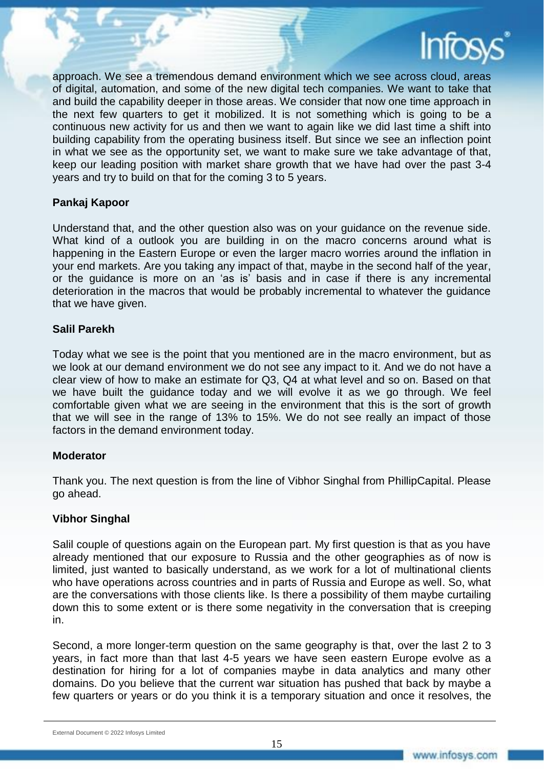approach. We see a tremendous demand environment which we see across cloud, areas of digital, automation, and some of the new digital tech companies. We want to take that and build the capability deeper in those areas. We consider that now one time approach in the next few quarters to get it mobilized. It is not something which is going to be a continuous new activity for us and then we want to again like we did last time a shift into building capability from the operating business itself. But since we see an inflection point in what we see as the opportunity set, we want to make sure we take advantage of that, keep our leading position with market share growth that we have had over the past 3-4 years and try to build on that for the coming 3 to 5 years.

**Pankaj Kapoor**

Understand that, and the other question also was on your guidance on the revenue side. What kind of a outlook you are building in on the macro concerns around what is happening in the Eastern Europe or even the larger macro worries around the inflation in your end markets. Are you taking any impact of that, maybe in the second half of the year, or the guidance is more on an 'as is' basis and in case if there is any incremental deterioration in the macros that would be probably incremental to whatever the guidance that we have given.

**Salil Parekh**

Today what we see is the point that you mentioned are in the macro environment, but as we look at our demand environment we do not see any impact to it. And we do not have a clear view of how to make an estimate for Q3, Q4 at what level and so on. Based on that we have built the guidance today and we will evolve it as we go through. We feel comfortable given what we are seeing in the environment that this is the sort of growth that we will see in the range of 13% to 15%. We do not see really an impact of those factors in the demand environment today.

**Moderator**

Thank you. The next question is from the line of Vibhor Singhal from PhillipCapital. Please go ahead.

**Vibhor Singhal**

Salil couple of questions again on the European part. My first question is that as you have already mentioned that our exposure to Russia and the other geographies as of now is limited, just wanted to basically understand, as we work for a lot of multinational clients who have operations across countries and in parts of Russia and Europe as well. So, what are the conversations with those clients like. Is there a possibility of them maybe curtailing down this to some extent or is there some negativity in the conversation that is creeping in.

Second, a more longer-term question on the same geography is that, over the last 2 to 3 years, in fact more than that last 4-5 years we have seen eastern Europe evolve as a destination for hiring for a lot of companies maybe in data analytics and many other domains. Do you believe that the current war situation has pushed that back by maybe a few quarters or years or do you think it is a temporary situation and once it resolves, the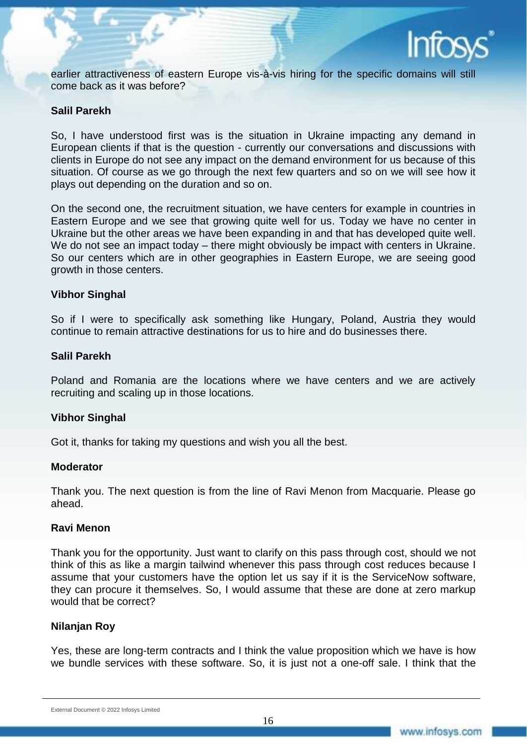earlier attractiveness of eastern Europe vis-à-vis hiring for the specific domains will still come back as it was before?

**Salil Parekh**

So, I have understood first was is the situation in Ukraine impacting any demand in European clients if that is the question - currently our conversations and discussions with clients in Europe do not see any impact on the demand environment for us because of this situation. Of course as we go through the next few quarters and so on we will see how it plays out depending on the duration and so on.

On the second one, the recruitment situation, we have centers for example in countries in Eastern Europe and we see that growing quite well for us. Today we have no center in Ukraine but the other areas we have been expanding in and that has developed quite well. We do not see an impact today – there might obviously be impact with centers in Ukraine. So our centers which are in other geographies in Eastern Europe, we are seeing good growth in those centers.

**Vibhor Singhal**

So if I were to specifically ask something like Hungary, Poland, Austria they would continue to remain attractive destinations for us to hire and do businesses there.

**Salil Parekh**

Poland and Romania are the locations where we have centers and we are actively recruiting and scaling up in those locations.

**Vibhor Singhal**

Got it, thanks for taking my questions and wish you all the best.

**Moderator**

Thank you. The next question is from the line of Ravi Menon from Macquarie. Please go ahead.

**Ravi Menon**

Thank you for the opportunity. Just want to clarify on this pass through cost, should we not think of this as like a margin tailwind whenever this pass through cost reduces because I assume that your customers have the option let us say if it is the ServiceNow software, they can procure it themselves. So, I would assume that these are done at zero markup would that be correct?

**Nilanjan Roy**

Yes, these are long-term contracts and I think the value proposition which we have is how we bundle services with these software. So, it is just not a one-off sale. I think that the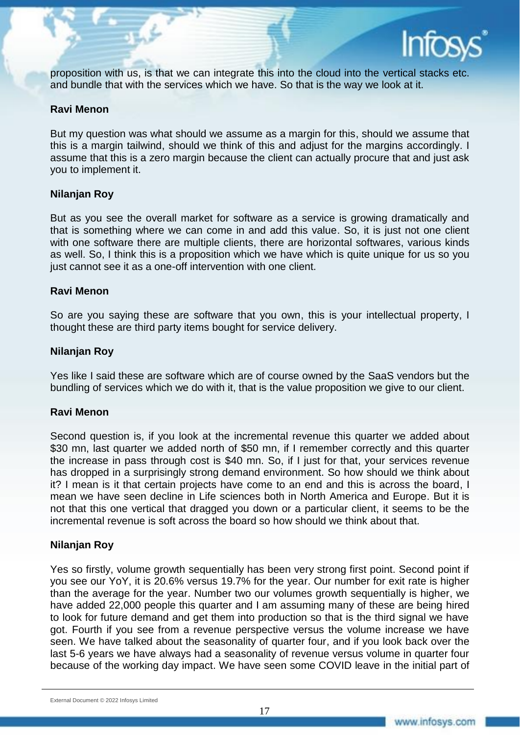proposition with us, is that we can integrate this into the cloud into the vertical stacks etc. and bundle that with the services which we have. So that is the way we look at it.

**Ravi Menon**

But my question was what should we assume as a margin for this, should we assume that this is a margin tailwind, should we think of this and adjust for the margins accordingly. I assume that this is a zero margin because the client can actually procure that and just ask you to implement it.

**Nilanjan Roy**

But as you see the overall market for software as a service is growing dramatically and that is something where we can come in and add this value. So, it is just not one client with one software there are multiple clients, there are horizontal softwares, various kinds as well. So, I think this is a proposition which we have which is quite unique for us so you just cannot see it as a one-off intervention with one client.

**Ravi Menon**

So are you saying these are software that you own, this is your intellectual property, I thought these are third party items bought for service delivery.

**Nilanjan Roy**

Yes like I said these are software which are of course owned by the SaaS vendors but the bundling of services which we do with it, that is the value proposition we give to our client.

**Ravi Menon**

Second question is, if you look at the incremental revenue this quarter we added about $30 mn, last quarter we added north of $50 mn, if I remember correctly and this quarter the increase in pass through cost is $40 mn. So, if I just for that, your services revenue has dropped in a surprisingly strong demand environment. So how should we think about it? I mean is it that certain projects have come to an end and this is across the board, I mean we have seen decline in Life sciences both in North America and Europe. But it is not that this one vertical that dragged you down or a particular client, it seems to be the incremental revenue is soft across the board so how should we think about that.

**Nilanjan Roy**

Yes so firstly, volume growth sequentially has been very strong first point. Second point if you see our YoY, it is 20.6% versus 19.7% for the year. Our number for exit rate is higher than the average for the year. Number two our volumes growth sequentially is higher, we have added 22,000 people this quarter and I am assuming many of these are being hired to look for future demand and get them into production so that is the third signal we have got. Fourth if you see from a revenue perspective versus the volume increase we have seen. We have talked about the seasonality of quarter four, and if you look back over the last 5-6 years we have always had a seasonality of revenue versus volume in quarter four because of the working day impact. We have seen some COVID leave in the initial part of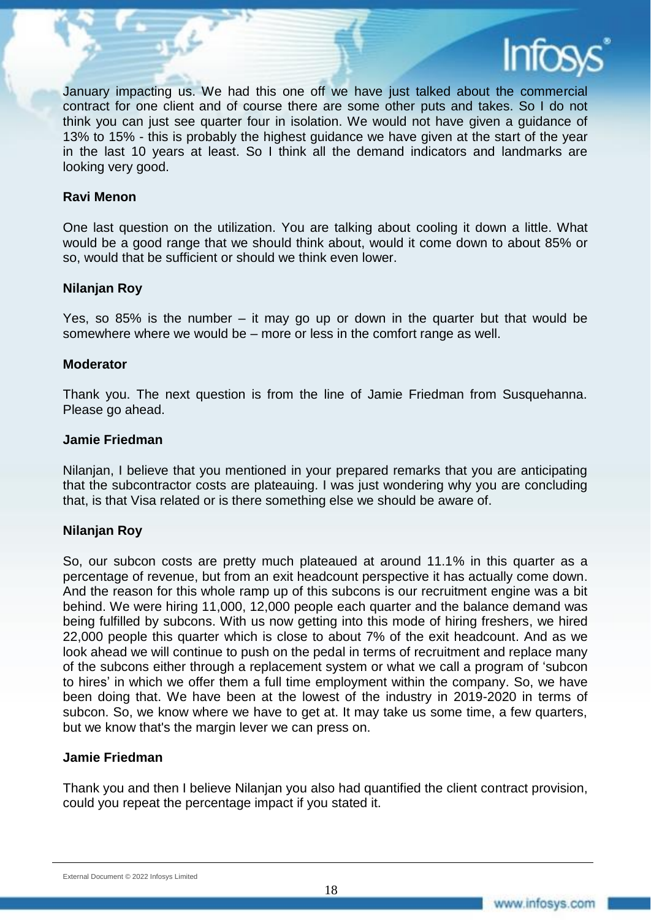January impacting us. We had this one off we have just talked about the commercial contract for one client and of course there are some other puts and takes. So I do not think you can just see quarter four in isolation. We would not have given a guidance of 13% to 15% - this is probably the highest guidance we have given at the start of the year in the last 10 years at least. So I think all the demand indicators and landmarks are looking very good.

**Ravi Menon**

One last question on the utilization. You are talking about cooling it down a little. What would be a good range that we should think about, would it come down to about 85% or so, would that be sufficient or should we think even lower.

**Nilanjan Roy**

Yes, so 85% is the number – it may go up or down in the quarter but that would be somewhere where we would be – more or less in the comfort range as well.

**Moderator**

Thank you. The next question is from the line of Jamie Friedman from Susquehanna. Please go ahead.

**Jamie Friedman**

Nilanjan, I believe that you mentioned in your prepared remarks that you are anticipating that the subcontractor costs are plateauing. I was just wondering why you are concluding that, is that Visa related or is there something else we should be aware of.

**Nilanjan Roy**

So, our subcon costs are pretty much plateaued at around 11.1% in this quarter as a percentage of revenue, but from an exit headcount perspective it has actually come down. And the reason for this whole ramp up of this subcons is our recruitment engine was a bit behind. We were hiring 11,000, 12,000 people each quarter and the balance demand was being fulfilled by subcons. With us now getting into this mode of hiring freshers, we hired 22,000 people this quarter which is close to about 7% of the exit headcount. And as we look ahead we will continue to push on the pedal in terms of recruitment and replace many of the subcons either through a replacement system or what we call a program of 'subcon to hires' in which we offer them a full time employment within the company. So, we have been doing that. We have been at the lowest of the industry in 2019-2020 in terms of subcon. So, we know where we have to get at. It may take us some time, a few quarters, but we know that's the margin lever we can press on.

**Jamie Friedman**

Thank you and then I believe Nilanjan you also had quantified the client contract provision, could you repeat the percentage impact if you stated it.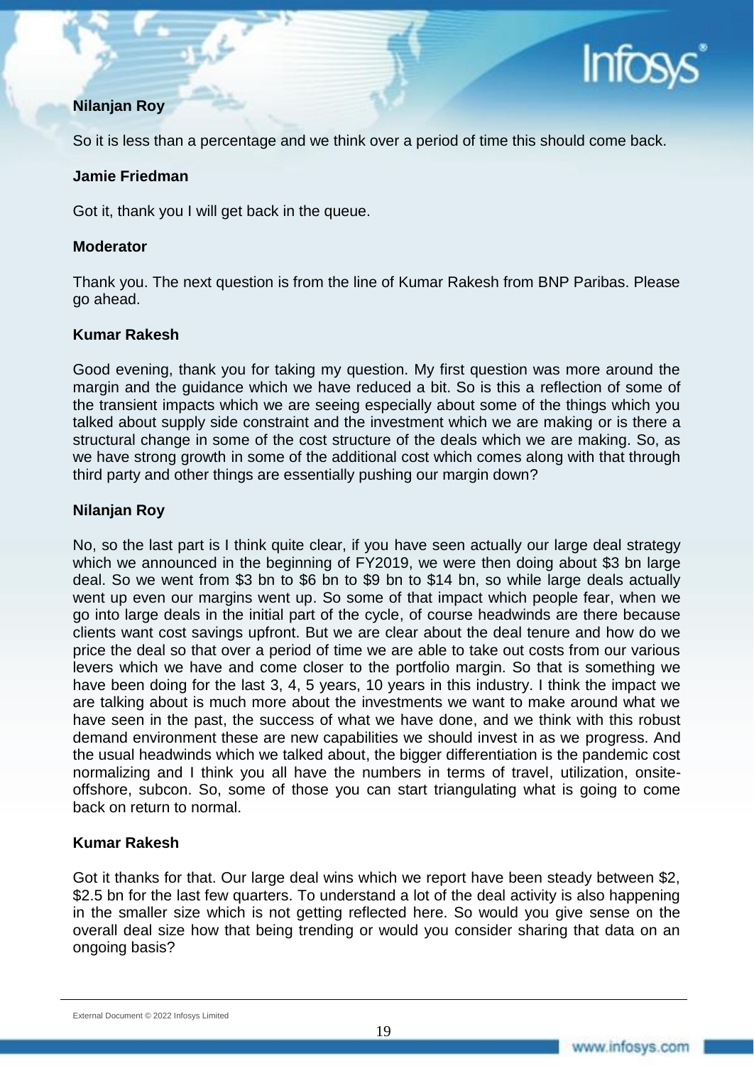**Nilanjan Roy**

So it is less than a percentage and we think over a period of time this should come back.

**Jamie Friedman**

Got it, thank you I will get back in the queue.

**Moderator**

Thank you. The next question is from the line of Kumar Rakesh from BNP Paribas. Please go ahead.

**Kumar Rakesh**

Good evening, thank you for taking my question. My first question was more around the margin and the guidance which we have reduced a bit. So is this a reflection of some of the transient impacts which we are seeing especially about some of the things which you talked about supply side constraint and the investment which we are making or is there a structural change in some of the cost structure of the deals which we are making. So, as we have strong growth in some of the additional cost which comes along with that through third party and other things are essentially pushing our margin down?

**Nilanjan Roy**

No, so the last part is I think quite clear, if you have seen actually our large deal strategy which we announced in the beginning of FY2019, we were then doing about $3 bn large deal. So we went from $3 bn to $6 bn to $9 bn to $14 bn, so while large deals actually went up even our margins went up. So some of that impact which people fear, when we go into large deals in the initial part of the cycle, of course headwinds are there because clients want cost savings upfront. But we are clear about the deal tenure and how do we price the deal so that over a period of time we are able to take out costs from our various levers which we have and come closer to the portfolio margin. So that is something we have been doing for the last 3, 4, 5 years, 10 years in this industry. I think the impact we are talking about is much more about the investments we want to make around what we have seen in the past, the success of what we have done, and we think with this robust demand environment these are new capabilities we should invest in as we progress. And the usual headwinds which we talked about, the bigger differentiation is the pandemic cost normalizing and I think you all have the numbers in terms of travel, utilization, onsite-offshore, subcon. So, some of those you can start triangulating what is going to come back on return to normal.

**Kumar Rakesh**

Got it thanks for that. Our large deal wins which we report have been steady between $2, $2.5 bn for the last few quarters. To understand a lot of the deal activity is also happening in the smaller size which is not getting reflected here. So would you give sense on the overall deal size how that being trending or would you consider sharing that data on an ongoing basis?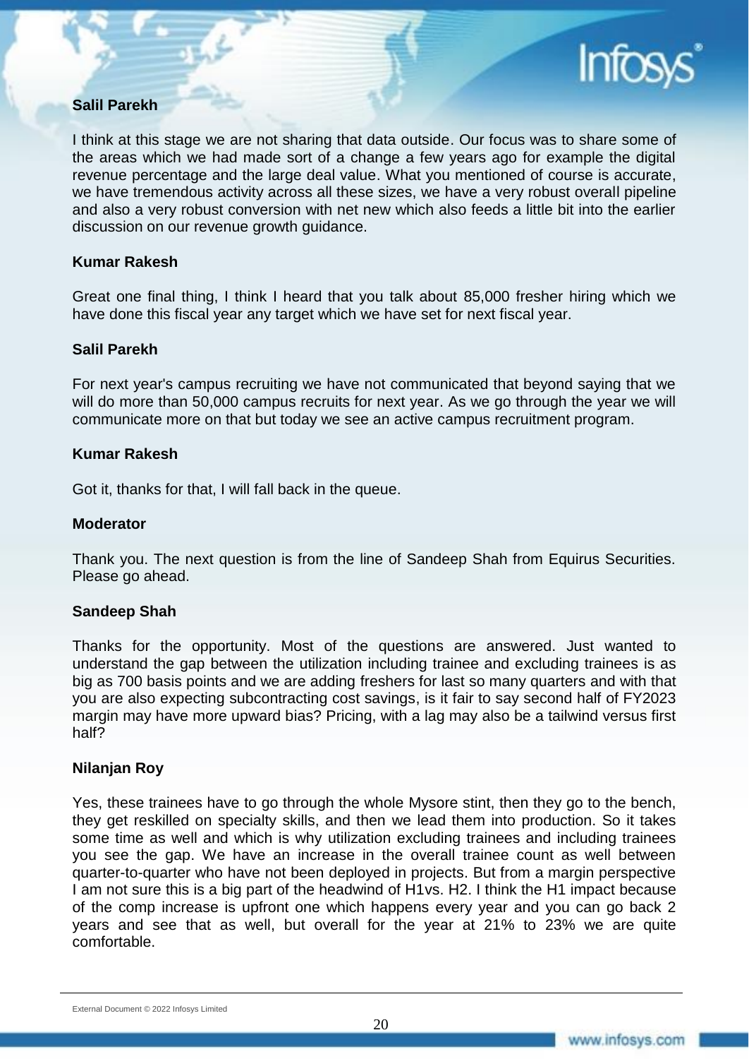**Salil Parekh**

I think at this stage we are not sharing that data outside. Our focus was to share some of the areas which we had made sort of a change a few years ago for example the digital revenue percentage and the large deal value. What you mentioned of course is accurate, we have tremendous activity across all these sizes, we have a very robust overall pipeline and also a very robust conversion with net new which also feeds a little bit into the earlier discussion on our revenue growth guidance.

**Kumar Rakesh**

Great one final thing, I think I heard that you talk about 85,000 fresher hiring which we have done this fiscal year any target which we have set for next fiscal year.

**Salil Parekh**

For next year's campus recruiting we have not communicated that beyond saying that we will do more than 50,000 campus recruits for next year. As we go through the year we will communicate more on that but today we see an active campus recruitment program.

**Kumar Rakesh**

Got it, thanks for that, I will fall back in the queue.

**Moderator**

Thank you. The next question is from the line of Sandeep Shah from Equirus Securities. Please go ahead.

**Sandeep Shah**

Thanks for the opportunity. Most of the questions are answered. Just wanted to understand the gap between the utilization including trainee and excluding trainees is as big as 700 basis points and we are adding freshers for last so many quarters and with that you are also expecting subcontracting cost savings, is it fair to say second half of FY2023 margin may have more upward bias? Pricing, with a lag may also be a tailwind versus first half?

**Nilanjan Roy**

Yes, these trainees have to go through the whole Mysore stint, then they go to the bench, they get reskilled on specialty skills, and then we lead them into production. So it takes some time as well and which is why utilization excluding trainees and including trainees you see the gap. We have an increase in the overall trainee count as well between quarter-to-quarter who have not been deployed in projects. But from a margin perspective I am not sure this is a big part of the headwind of H1vs. H2. I think the H1 impact because of the comp increase is upfront one which happens every year and you can go back 2 years and see that as well, but overall for the year at 21% to 23% we are quite comfortable.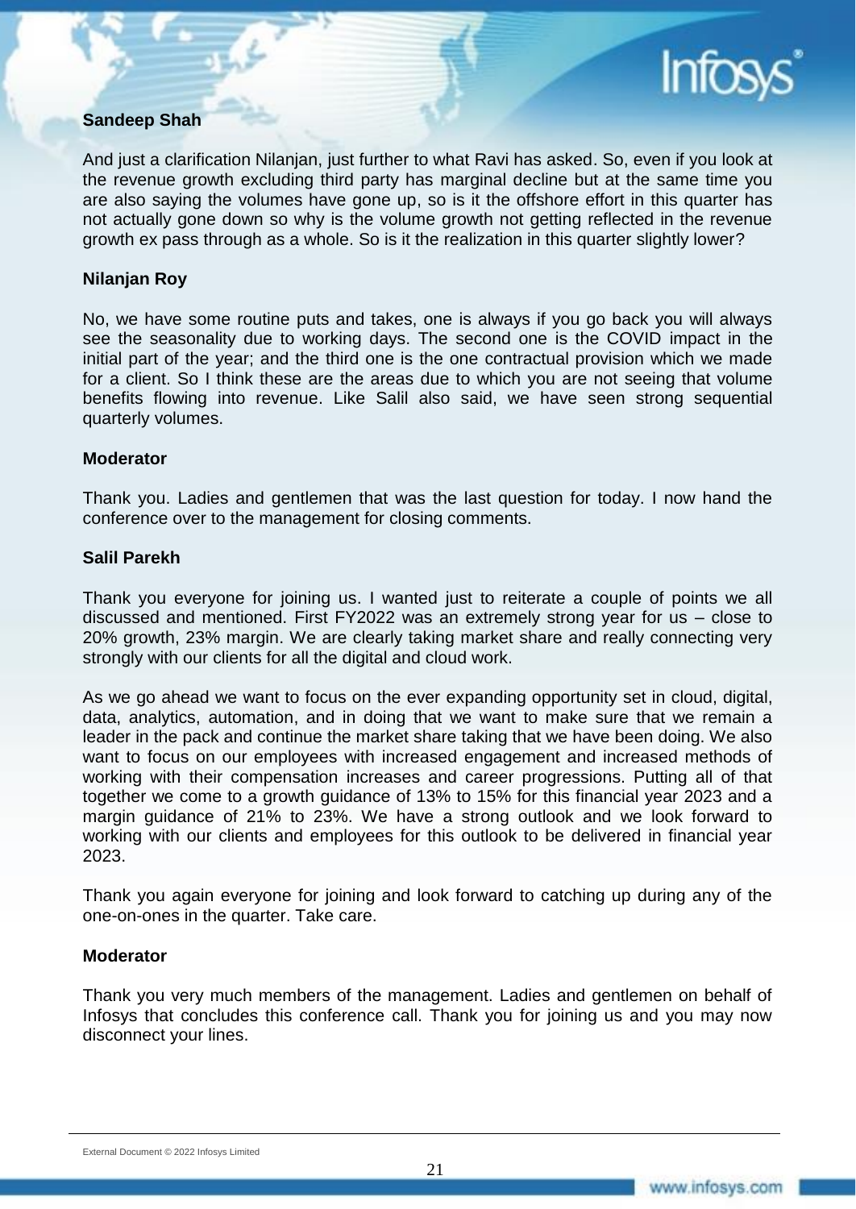**Sandeep Shah**

And just a clarification Nilanjan, just further to what Ravi has asked. So, even if you look at the revenue growth excluding third party has marginal decline but at the same time you are also saying the volumes have gone up, so is it the offshore effort in this quarter has not actually gone down so why is the volume growth not getting reflected in the revenue growth ex pass through as a whole. So is it the realization in this quarter slightly lower?

**Nilanjan Roy**

No, we have some routine puts and takes, one is always if you go back you will always see the seasonality due to working days. The second one is the COVID impact in the initial part of the year; and the third one is the one contractual provision which we made for a client. So I think these are the areas due to which you are not seeing that volume benefits flowing into revenue. Like Salil also said, we have seen strong sequential quarterly volumes.

**Moderator**

Thank you. Ladies and gentlemen that was the last question for today. I now hand the conference over to the management for closing comments.

**Salil Parekh**

Thank you everyone for joining us. I wanted just to reiterate a couple of points we all discussed and mentioned. First FY2022 was an extremely strong year for us – close to 20% growth, 23% margin. We are clearly taking market share and really connecting very strongly with our clients for all the digital and cloud work.

As we go ahead we want to focus on the ever expanding opportunity set in cloud, digital, data, analytics, automation, and in doing that we want to make sure that we remain a leader in the pack and continue the market share taking that we have been doing. We also want to focus on our employees with increased engagement and increased methods of working with their compensation increases and career progressions. Putting all of that together we come to a growth guidance of 13% to 15% for this financial year 2023 and a margin guidance of 21% to 23%. We have a strong outlook and we look forward to working with our clients and employees for this outlook to be delivered in financial year 2023.

Thank you again everyone for joining and look forward to catching up during any of the one-on-ones in the quarter. Take care.

**Moderator**

Thank you very much members of the management. Ladies and gentlemen on behalf of Infosys that concludes this conference call. Thank you for joining us and you may now disconnect your lines.